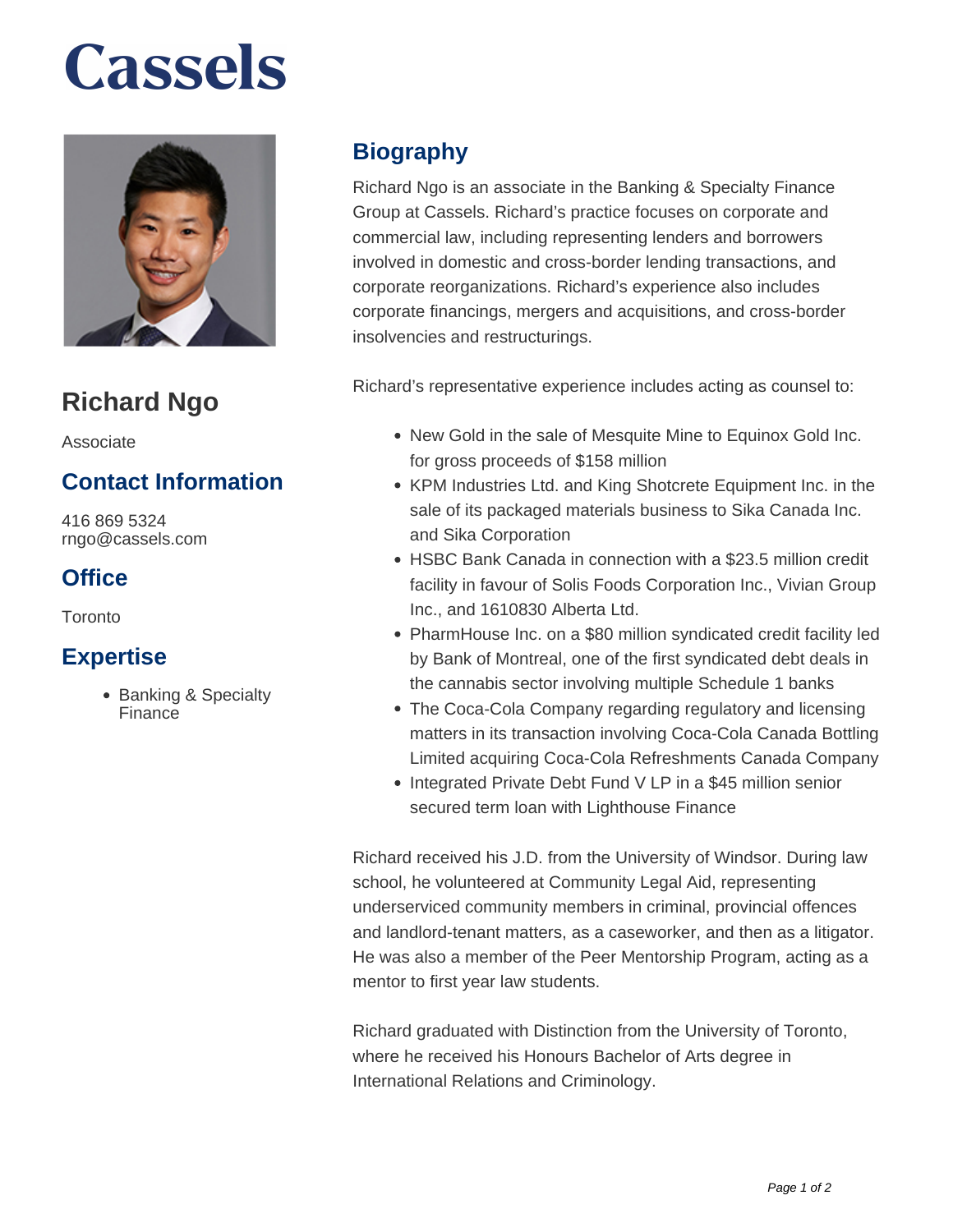# Cassels

## Richard Ngo

Associate

### Contact Information

416 869 5324
rngo@cassels.com

### Office

Toronto

### Expertise

- Banking & Specialty Finance

## Biography

Richard Ngo is an associate in the Banking & Specialty Finance Group at Cassels. Richard's practice focuses on corporate and commercial law, including representing lenders and borrowers involved in domestic and cross-border lending transactions, and corporate reorganizations. Richard's experience also includes corporate financings, mergers and acquisitions, and cross-border insolvencies and restructurings.

Richard's representative experience includes acting as counsel to:

- New Gold in the sale of Mesquite Mine to Equinox Gold Inc. for gross proceeds of $158 million
- KPM Industries Ltd. and King Shotcrete Equipment Inc. in the sale of its packaged materials business to Sika Canada Inc. and Sika Corporation
- HSBC Bank Canada in connection with a $23.5 million credit facility in favour of Solis Foods Corporation Inc., Vivian Group Inc., and 1610830 Alberta Ltd.
- PharmHouse Inc. on a $80 million syndicated credit facility led by Bank of Montreal, one of the first syndicated debt deals in the cannabis sector involving multiple Schedule 1 banks
- The Coca-Cola Company regarding regulatory and licensing matters in its transaction involving Coca-Cola Canada Bottling Limited acquiring Coca-Cola Refreshments Canada Company
- Integrated Private Debt Fund V LP in a $45 million senior secured term loan with Lighthouse Finance

Richard received his J.D. from the University of Windsor. During law school, he volunteered at Community Legal Aid, representing underserviced community members in criminal, provincial offences and landlord-tenant matters, as a caseworker, and then as a litigator. He was also a member of the Peer Mentorship Program, acting as a mentor to first year law students.

Richard graduated with Distinction from the University of Toronto, where he received his Honours Bachelor of Arts degree in International Relations and Criminology.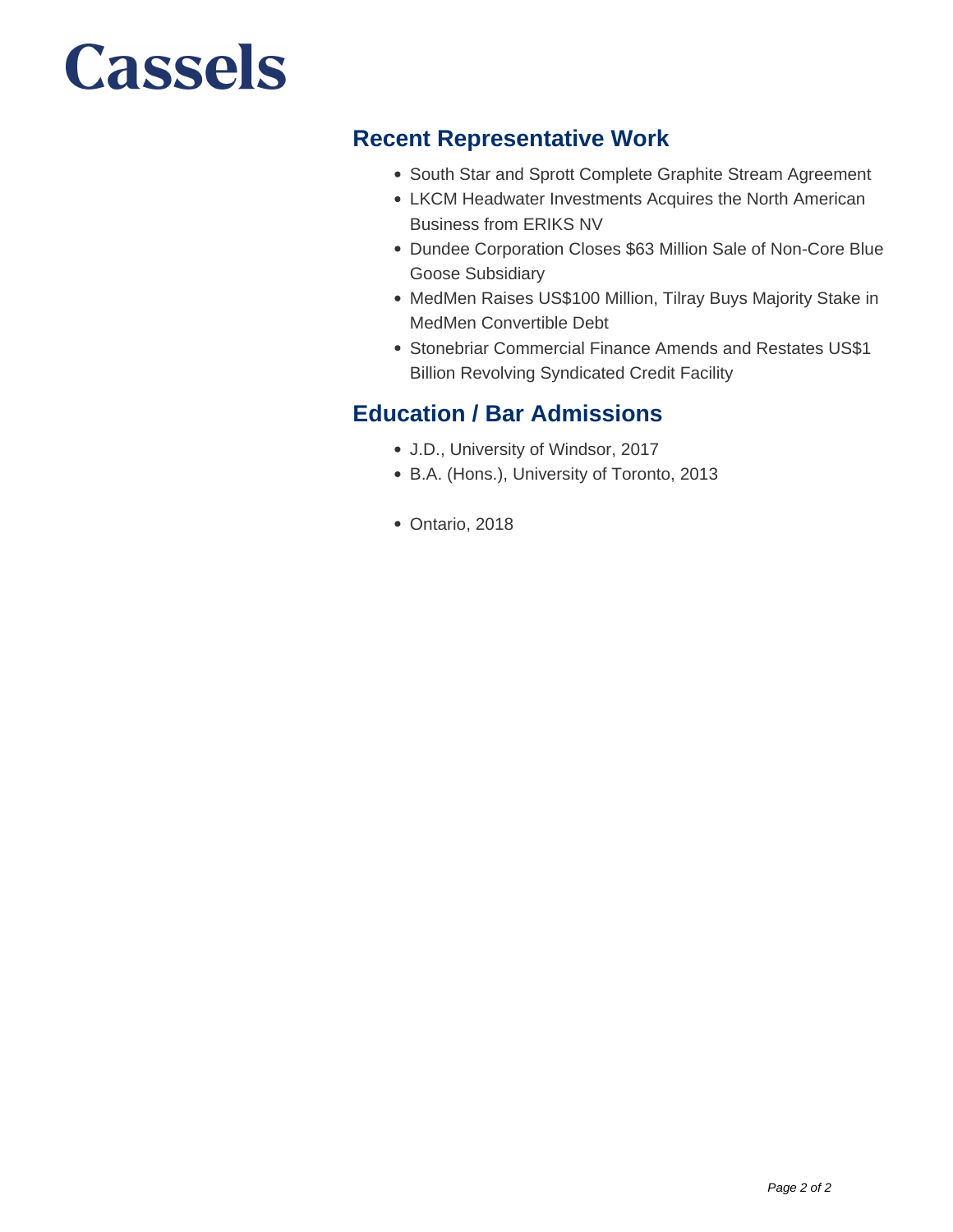## Recent Representative Work

- South Star and Sprott Complete Graphite Stream Agreement
- LKCM Headwater Investments Acquires the North American Business from ERIKS NV
- Dundee Corporation Closes $63 Million Sale of Non-Core Blue Goose Subsidiary
- MedMen Raises US$100 Million, Tilray Buys Majority Stake in MedMen Convertible Debt
- Stonebriar Commercial Finance Amends and Restates US$1 Billion Revolving Syndicated Credit Facility

## Education / Bar Admissions

- J.D., University of Windsor, 2017
- B.A. (Hons.), University of Toronto, 2013

- Ontario, 2018